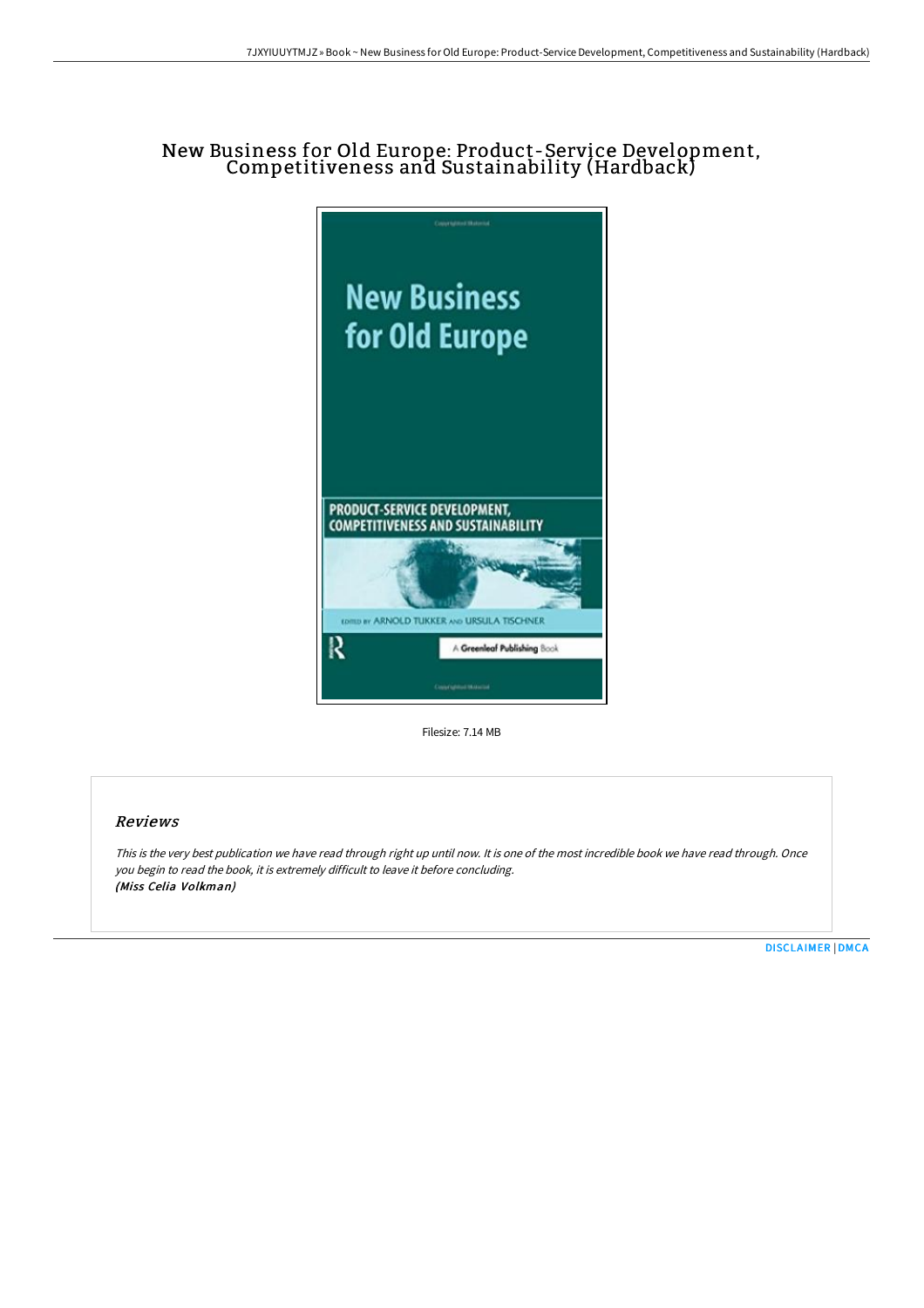# New Business for Old Europe: Product-Service Development, Competitiveness and Sustainability (Hardback)

Filesize: 7.14 MB

## Reviews

*This is the very best publication we have read through right up until now. It is one of the most incredible book we have read through. Once you begin to read the book, it is extremely difficult to leave it before concluding.*
***(Miss Celia Volkman)***

DISCLAIMER | DMCA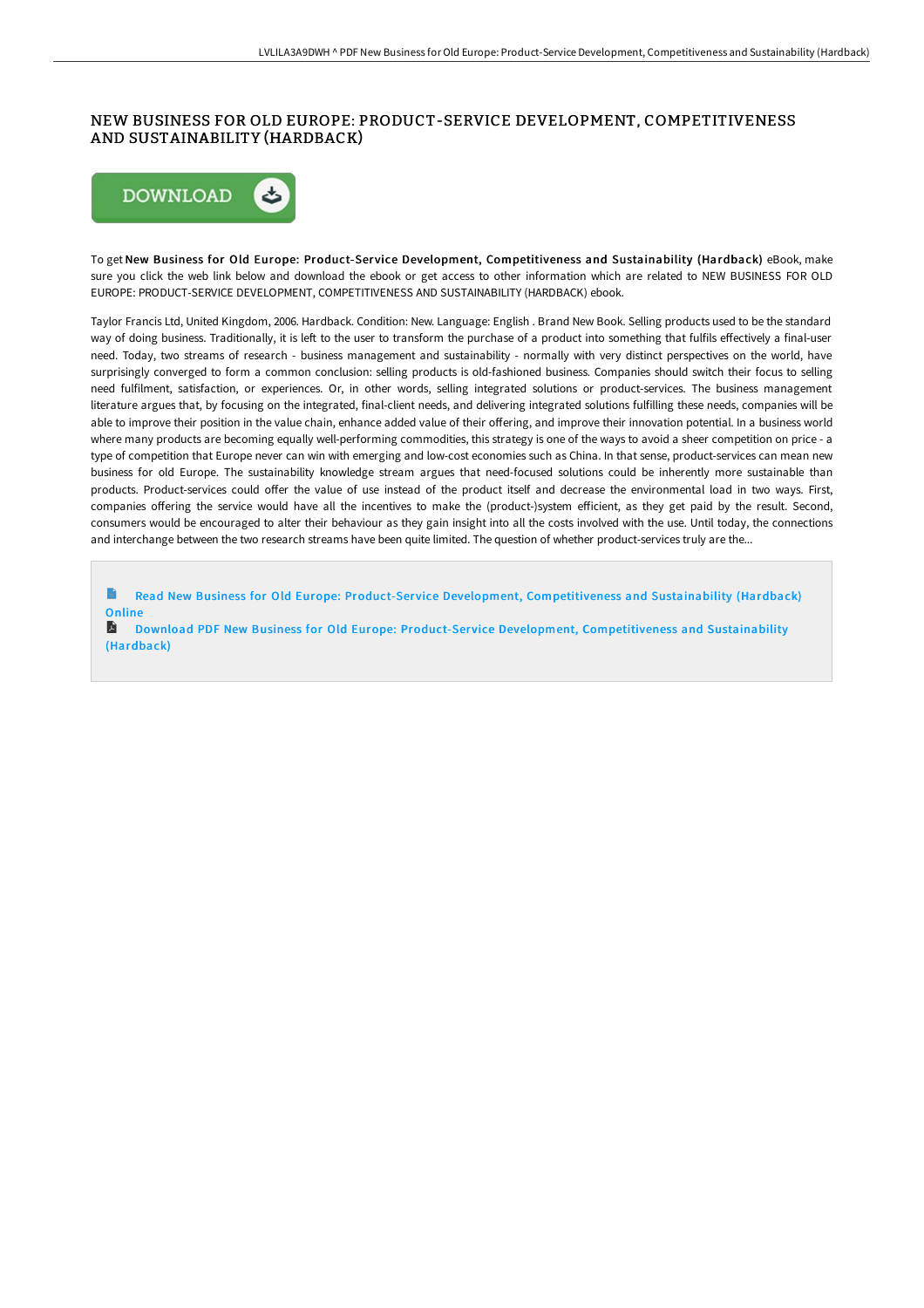# NEW BUSINESS FOR OLD EUROPE: PRODUCT-SERVICE DEVELOPMENT, COMPETITIVENESS AND SUSTAINABILITY (HARDBACK)

DOWNLOAD

To get **New Business for Old Europe: Product-Service Development, Competitiveness and Sustainability (Hardback)** eBook, make sure you click the web link below and download the ebook or get access to other information which are related to NEW BUSINESS FOR OLD EUROPE: PRODUCT-SERVICE DEVELOPMENT, COMPETITIVENESS AND SUSTAINABILITY (HARDBACK) ebook.

Taylor Francis Ltd, United Kingdom, 2006. Hardback. Condition: New. Language: English . Brand New Book. Selling products used to be the standard way of doing business. Traditionally, it is left to the user to transform the purchase of a product into something that fulfils effectively a final-user need. Today, two streams of research - business management and sustainability - normally with very distinct perspectives on the world, have surprisingly converged to form a common conclusion: selling products is old-fashioned business. Companies should switch their focus to selling need fulfilment, satisfaction, or experiences. Or, in other words, selling integrated solutions or product-services. The business management literature argues that, by focusing on the integrated, final-client needs, and delivering integrated solutions fulfilling these needs, companies will be able to improve their position in the value chain, enhance added value of their offering, and improve their innovation potential. In a business world where many products are becoming equally well-performing commodities, this strategy is one of the ways to avoid a sheer competition on price - a type of competition that Europe never can win with emerging and low-cost economies such as China. In that sense, product-services can mean new business for old Europe. The sustainability knowledge stream argues that need-focused solutions could be inherently more sustainable than products. Product-services could offer the value of use instead of the product itself and decrease the environmental load in two ways. First, companies offering the service would have all the incentives to make the (product-)system efficient, as they get paid by the result. Second, consumers would be encouraged to alter their behaviour as they gain insight into all the costs involved with the use. Until today, the connections and interchange between the two research streams have been quite limited. The question of whether product-services truly are the...

Read New Business for Old Europe: Product-Service Development, Competitiveness and Sustainability (Hardback) Online

Download PDF New Business for Old Europe: Product-Service Development, Competitiveness and Sustainability (Hardback)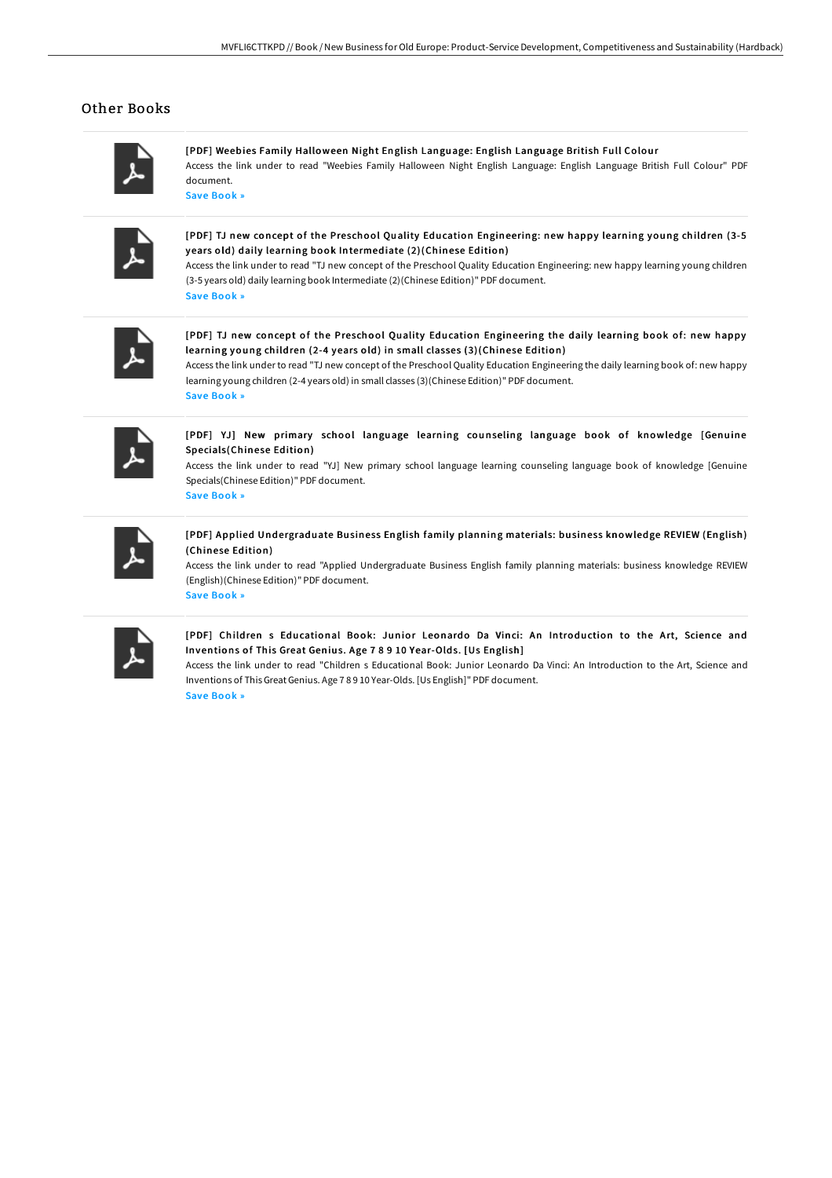## Other Books

**[PDF] Weebies Family Halloween Night English Language: English Language British Full Colour**

Access the link under to read "Weebies Family Halloween Night English Language: English Language British Full Colour" PDF document.

Save Book »

**[PDF] TJ new concept of the Preschool Quality Education Engineering: new happy learning young children (3-5 years old) daily learning book Intermediate (2)(Chinese Edition)**

Access the link under to read "TJ new concept of the Preschool Quality Education Engineering: new happy learning young children (3-5 years old) daily learning book Intermediate (2)(Chinese Edition)" PDF document.

Save Book »

**[PDF] TJ new concept of the Preschool Quality Education Engineering the daily learning book of: new happy learning young children (2-4 years old) in small classes (3)(Chinese Edition)**

Access the link under to read "TJ new concept of the Preschool Quality Education Engineering the daily learning book of: new happy learning young children (2-4 years old) in small classes (3)(Chinese Edition)" PDF document.

Save Book »

**[PDF] YJ] New primary school language learning counseling language book of knowledge [Genuine Specials(Chinese Edition)**

Access the link under to read "YJ] New primary school language learning counseling language book of knowledge [Genuine Specials(Chinese Edition)" PDF document.

Save Book »

**[PDF] Applied Undergraduate Business English family planning materials: business knowledge REVIEW (English)(Chinese Edition)**

Access the link under to read "Applied Undergraduate Business English family planning materials: business knowledge REVIEW (English)(Chinese Edition)" PDF document.

Save Book »

**[PDF] Children s Educational Book: Junior Leonardo Da Vinci: An Introduction to the Art, Science and Inventions of This Great Genius. Age 7 8 9 10 Year-Olds. [Us English]**

Access the link under to read "Children s Educational Book: Junior Leonardo Da Vinci: An Introduction to the Art, Science and Inventions of This Great Genius. Age 7 8 9 10 Year-Olds. [Us English]" PDF document.

Save Book »